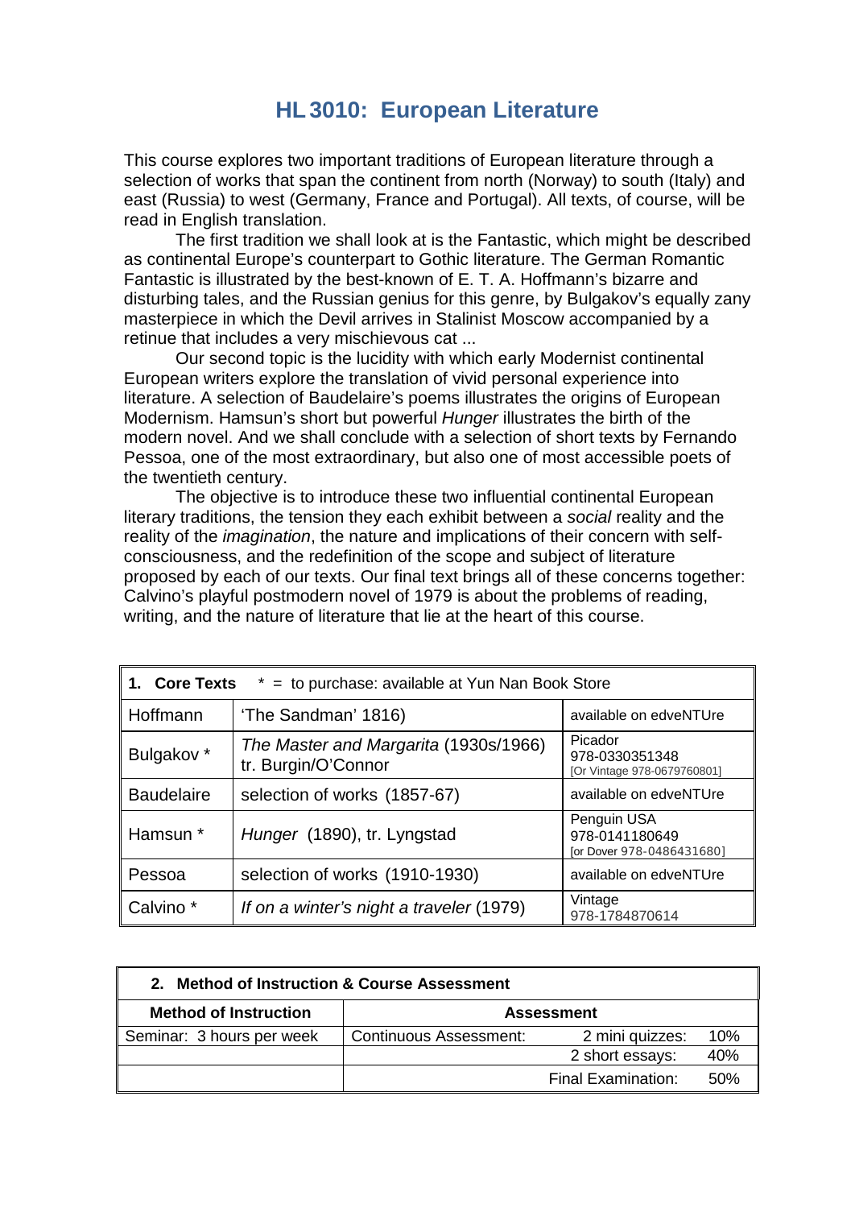# HL 3010: European Literature

This course explores two important traditions of European literature through a selection of works that span the continent from north (Norway) to south (Italy) and east (Russia) to west (Germany, France and Portugal). All texts, of course, will be read in English translation.

The first tradition we shall look at is the Fantastic, which might be described as continental Europe's counterpart to Gothic literature. The German Romantic Fantastic is illustrated by the best-known of E. T. A. Hoffmann's bizarre and disturbing tales, and the Russian genius for this genre, by Bulgakov's equally zany masterpiece in which the Devil arrives in Stalinist Moscow accompanied by a retinue that includes a very mischievous cat ...

Our second topic is the lucidity with which early Modernist continental European writers explore the translation of vivid personal experience into literature. A selection of Baudelaire's poems illustrates the origins of European Modernism. Hamsun's short but powerful *Hunger* illustrates the birth of the modern novel. And we shall conclude with a selection of short texts by Fernando Pessoa, one of the most extraordinary, but also one of most accessible poets of the twentieth century.

The objective is to introduce these two influential continental European literary traditions, the tension they each exhibit between a *social* reality and the reality of the *imagination*, the nature and implications of their concern with self-consciousness, and the redefinition of the scope and subject of literature proposed by each of our texts. Our final text brings all of these concerns together: Calvino's playful postmodern novel of 1979 is about the problems of reading, writing, and the nature of literature that lie at the heart of this course.

| **1. Core Texts** * = to purchase: available at Yun Nan Book Store | | |
|---|---|---|
| Hoffmann | 'The Sandman' 1816) | available on edveNTUre |
| Bulgakov * | *The Master and Margarita* (1930s/1966) tr. Burgin/O'Connor | Picador 978-0330351348 [Or Vintage 978-0679760801] |
| Baudelaire | selection of works (1857-67) | available on edveNTUre |
| Hamsun * | *Hunger* (1890), tr. Lyngstad | Penguin USA 978-0141180649 [or Dover 978-0486431680] |
| Pessoa | selection of works (1910-1930) | available on edveNTUre |
| Calvino * | *If on a winter's night a traveler* (1979) | Vintage 978-1784870614 |

| **2. Method of Instruction & Course Assessment** | | | |
|---|---|---|---|
| **Method of Instruction** | **Assessment** | | |
| Seminar: 3 hours per week | Continuous Assessment: | 2 mini quizzes: | 10% |
| | | 2 short essays: | 40% |
| | | Final Examination: | 50% |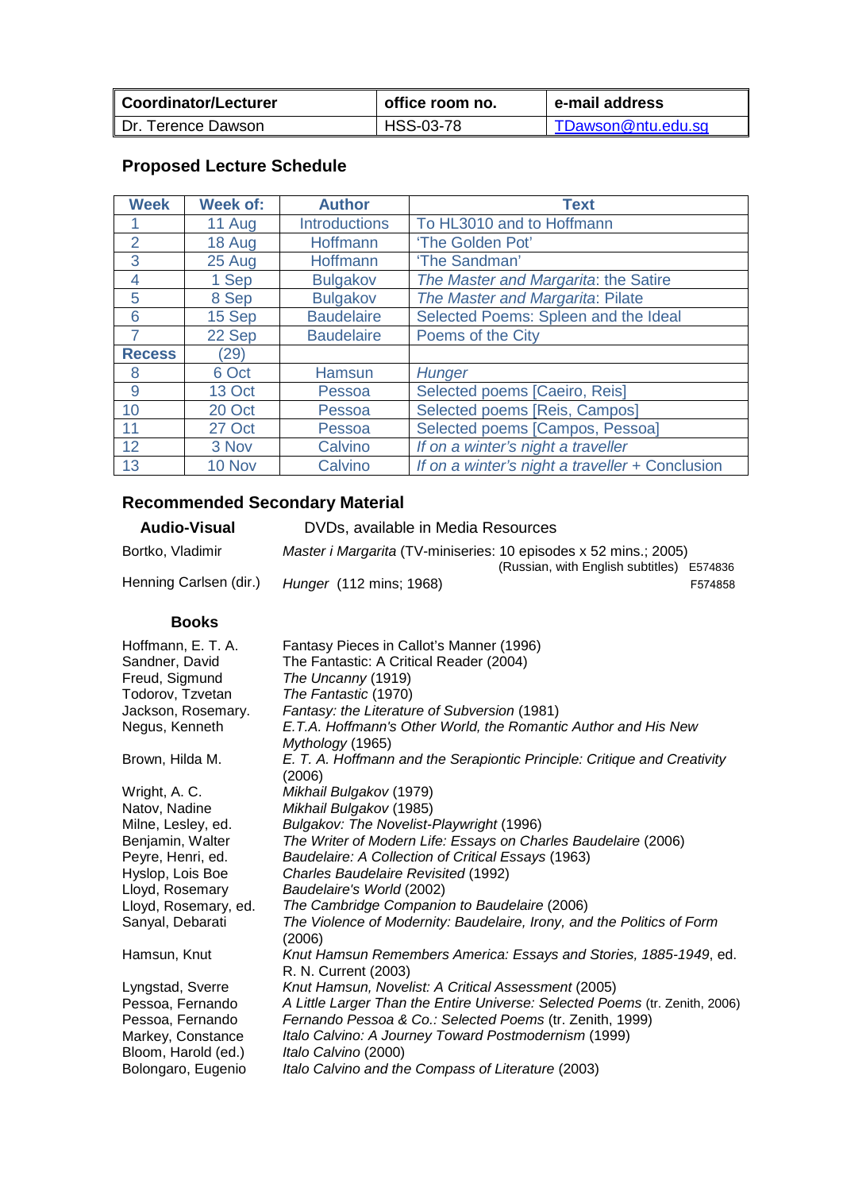| Coordinator/Lecturer | office room no. | e-mail address |
|---|---|---|
| Dr. Terence Dawson | HSS-03-78 | TDawson@ntu.edu.sg |

## Proposed Lecture Schedule

| Week | Week of: | Author | Text |
|---|---|---|---|
| 1 | 11 Aug | Introductions | To HL3010 and to Hoffmann |
| 2 | 18 Aug | Hoffmann | 'The Golden Pot' |
| 3 | 25 Aug | Hoffmann | 'The Sandman' |
| 4 | 1 Sep | Bulgakov | *The Master and Margarita*: the Satire |
| 5 | 8 Sep | Bulgakov | *The Master and Margarita*: Pilate |
| 6 | 15 Sep | Baudelaire | Selected Poems: Spleen and the Ideal |
| 7 | 22 Sep | Baudelaire | Poems of the City |
| **Recess** | (29) | | |
| 8 | 6 Oct | Hamsun | *Hunger* |
| 9 | 13 Oct | Pessoa | Selected poems [Caeiro, Reis] |
| 10 | 20 Oct | Pessoa | Selected poems [Reis, Campos] |
| 11 | 27 Oct | Pessoa | Selected poems [Campos, Pessoa] |
| 12 | 3 Nov | Calvino | *If on a winter's night a traveller* |
| 13 | 10 Nov | Calvino | *If on a winter's night a traveller* + Conclusion |

## Recommended Secondary Material

**Audio-Visual** — DVDs, available in Media Resources

Bortko, Vladimir — *Master i Margarita* (TV-miniseries: 10 episodes x 52 mins.; 2005) (Russian, with English subtitles) E574836

Henning Carlsen (dir.) — *Hunger* (112 mins; 1968) F574858

**Books**

| | |
|---|---|
| Hoffmann, E. T. A. | Fantasy Pieces in Callot's Manner (1996) |
| Sandner, David | The Fantastic: A Critical Reader (2004) |
| Freud, Sigmund | *The Uncanny* (1919) |
| Todorov, Tzvetan | *The Fantastic* (1970) |
| Jackson, Rosemary. | *Fantasy: the Literature of Subversion* (1981) |
| Negus, Kenneth | *E.T.A. Hoffmann's Other World, the Romantic Author and His New Mythology* (1965) |
| Brown, Hilda M. | *E. T. A. Hoffmann and the Serapiontic Principle: Critique and Creativity* (2006) |
| Wright, A. C. | *Mikhail Bulgakov* (1979) |
| Natov, Nadine | *Mikhail Bulgakov* (1985) |
| Milne, Lesley, ed. | *Bulgakov: The Novelist-Playwright* (1996) |
| Benjamin, Walter | *The Writer of Modern Life: Essays on Charles Baudelaire* (2006) |
| Peyre, Henri, ed. | *Baudelaire: A Collection of Critical Essays* (1963) |
| Hyslop, Lois Boe | *Charles Baudelaire Revisited* (1992) |
| Lloyd, Rosemary | *Baudelaire's World* (2002) |
| Lloyd, Rosemary, ed. | *The Cambridge Companion to Baudelaire* (2006) |
| Sanyal, Debarati | *The Violence of Modernity: Baudelaire, Irony, and the Politics of Form* (2006) |
| Hamsun, Knut | *Knut Hamsun Remembers America: Essays and Stories, 1885-1949*, ed. R. N. Current (2003) |
| Lyngstad, Sverre | *Knut Hamsun, Novelist: A Critical Assessment* (2005) |
| Pessoa, Fernando | *A Little Larger Than the Entire Universe: Selected Poems* (tr. Zenith, 2006) |
| Pessoa, Fernando | *Fernando Pessoa & Co.: Selected Poems* (tr. Zenith, 1999) |
| Markey, Constance | *Italo Calvino: A Journey Toward Postmodernism* (1999) |
| Bloom, Harold (ed.) | *Italo Calvino* (2000) |
| Bolongaro, Eugenio | *Italo Calvino and the Compass of Literature* (2003) |